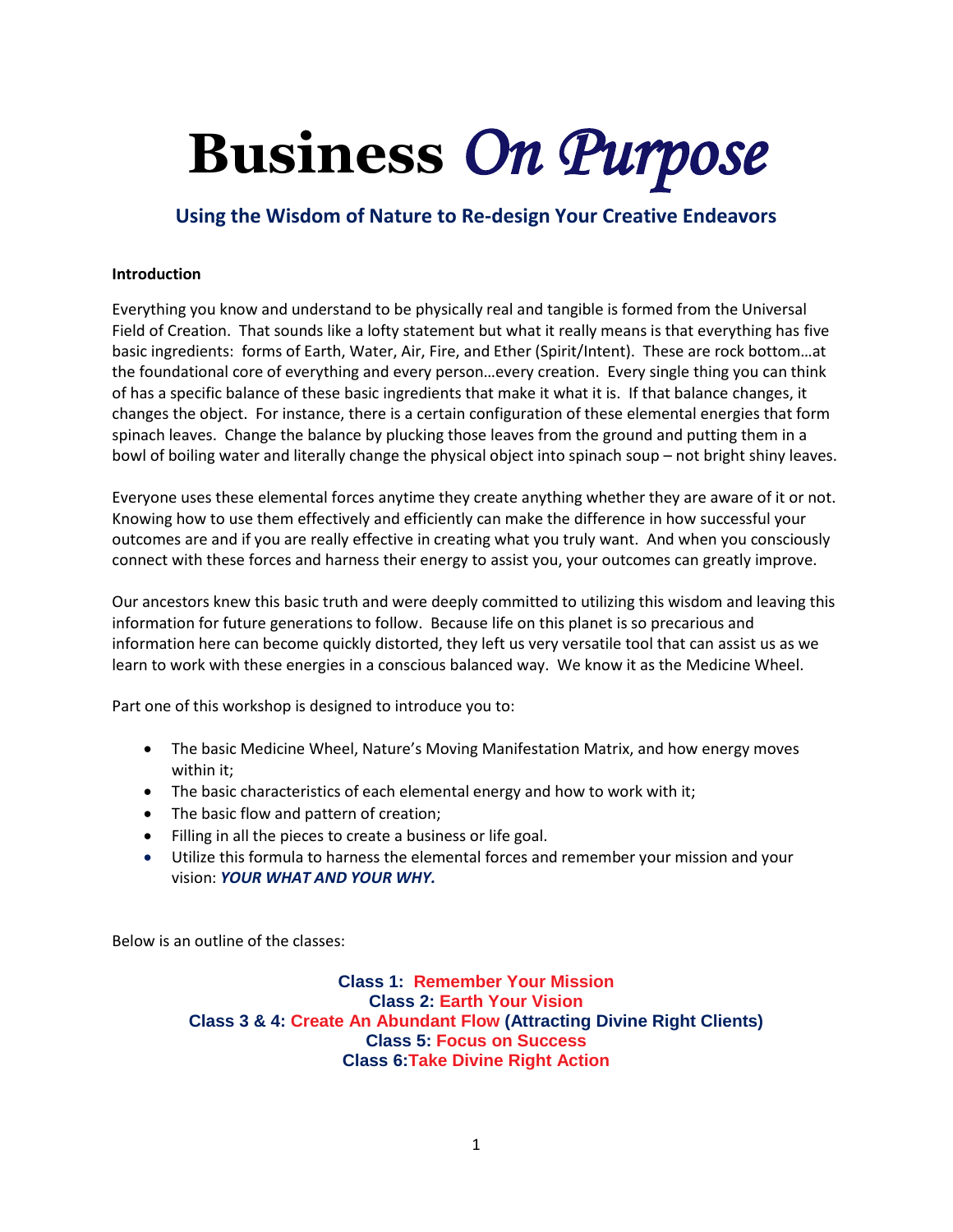# Business *On Purpose*

## Using the Wisdom of Nature to Re-design Your Creative Endeavors

**Introduction**

Everything you know and understand to be physically real and tangible is formed from the Universal Field of Creation. That sounds like a lofty statement but what it really means is that everything has five basic ingredients: forms of Earth, Water, Air, Fire, and Ether (Spirit/Intent). These are rock bottom…at the foundational core of everything and every person…every creation. Every single thing you can think of has a specific balance of these basic ingredients that make it what it is. If that balance changes, it changes the object. For instance, there is a certain configuration of these elemental energies that form spinach leaves. Change the balance by plucking those leaves from the ground and putting them in a bowl of boiling water and literally change the physical object into spinach soup – not bright shiny leaves.

Everyone uses these elemental forces anytime they create anything whether they are aware of it or not. Knowing how to use them effectively and efficiently can make the difference in how successful your outcomes are and if you are really effective in creating what you truly want. And when you consciously connect with these forces and harness their energy to assist you, your outcomes can greatly improve.

Our ancestors knew this basic truth and were deeply committed to utilizing this wisdom and leaving this information for future generations to follow. Because life on this planet is so precarious and information here can become quickly distorted, they left us very versatile tool that can assist us as we learn to work with these energies in a conscious balanced way. We know it as the Medicine Wheel.

Part one of this workshop is designed to introduce you to:

- The basic Medicine Wheel, Nature's Moving Manifestation Matrix, and how energy moves within it;
- The basic characteristics of each elemental energy and how to work with it;
- The basic flow and pattern of creation;
- Filling in all the pieces to create a business or life goal.
- Utilize this formula to harness the elemental forces and remember your mission and your vision: ***YOUR WHAT AND YOUR WHY.***

Below is an outline of the classes:

**Class 1: Remember Your Mission**
**Class 2: Earth Your Vision**
**Class 3 & 4: Create An Abundant Flow (Attracting Divine Right Clients)**
**Class 5: Focus on Success**
**Class 6: Take Divine Right Action**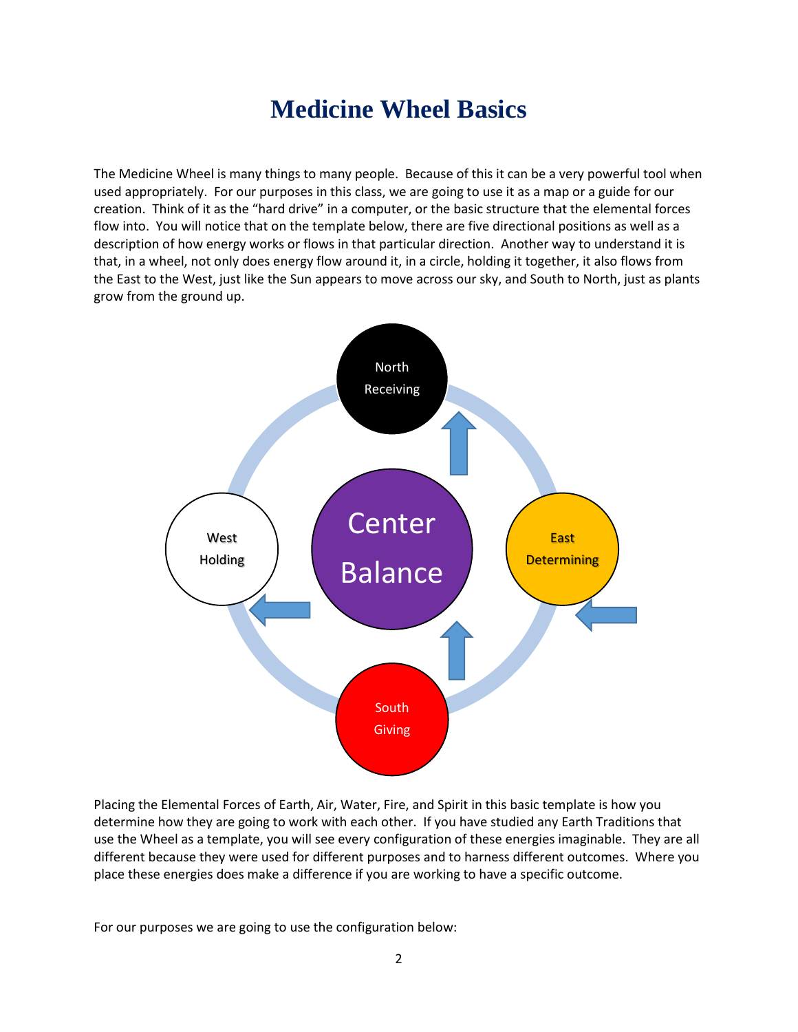# Medicine Wheel Basics

The Medicine Wheel is many things to many people. Because of this it can be a very powerful tool when used appropriately. For our purposes in this class, we are going to use it as a map or a guide for our creation. Think of it as the "hard drive" in a computer, or the basic structure that the elemental forces flow into. You will notice that on the template below, there are five directional positions as well as a description of how energy works or flows in that particular direction. Another way to understand it is that, in a wheel, not only does energy flow around it, in a circle, holding it together, it also flows from the East to the West, just like the Sun appears to move across our sky, and South to North, just as plants grow from the ground up.

North
Receiving

West
Holding

Center
Balance

East
Determining

South
Giving

Placing the Elemental Forces of Earth, Air, Water, Fire, and Spirit in this basic template is how you determine how they are going to work with each other. If you have studied any Earth Traditions that use the Wheel as a template, you will see every configuration of these energies imaginable. They are all different because they were used for different purposes and to harness different outcomes. Where you place these energies does make a difference if you are working to have a specific outcome.

For our purposes we are going to use the configuration below: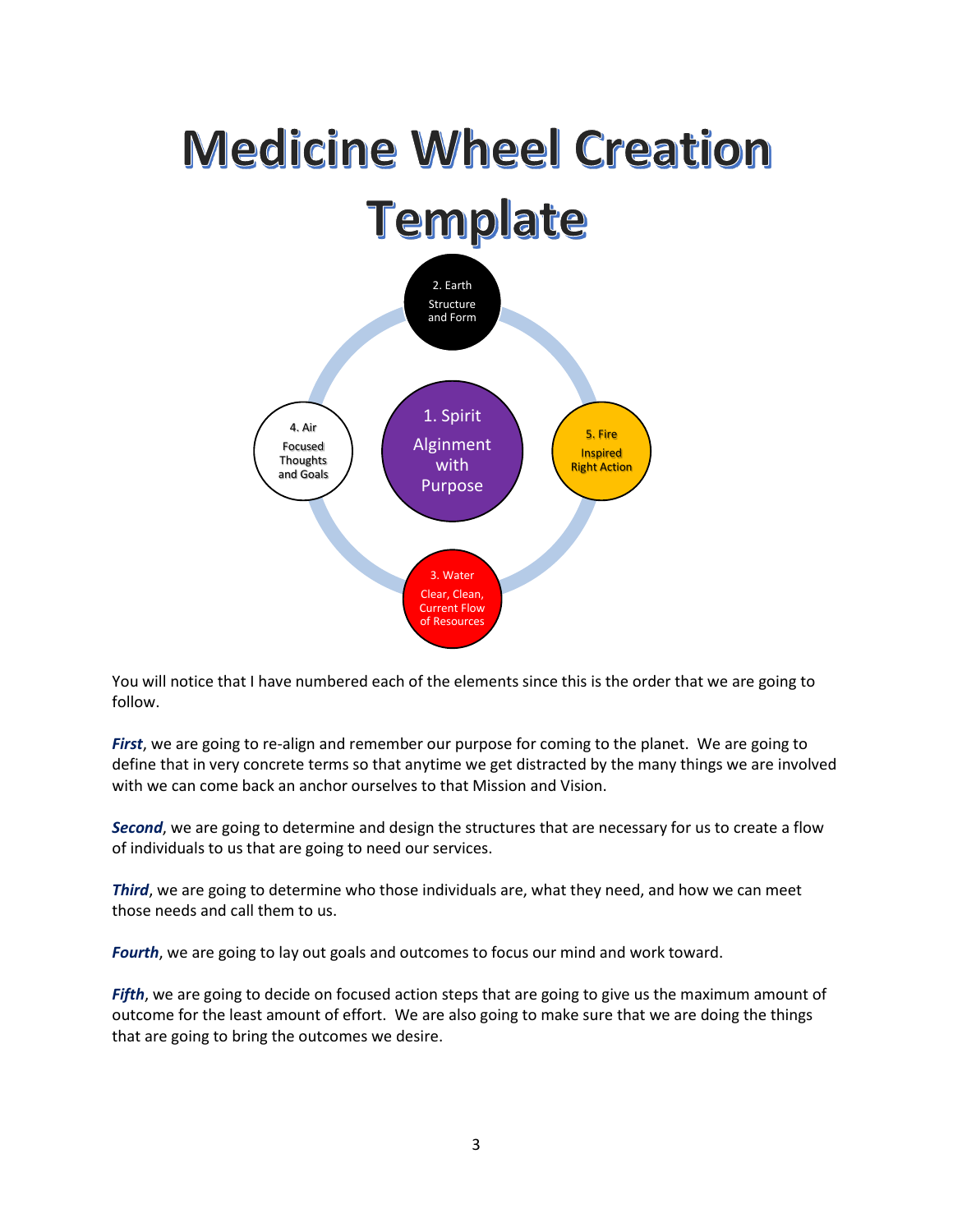# Medicine Wheel Creation Template

2. Earth
Structure and Form

4. Air
Focused Thoughts and Goals

1. Spirit
Alignment with Purpose

5. Fire
Inspired Right Action

3. Water
Clear, Clean, Current Flow of Resources

You will notice that I have numbered each of the elements since this is the order that we are going to follow.

***First***, we are going to re-align and remember our purpose for coming to the planet. We are going to define that in very concrete terms so that anytime we get distracted by the many things we are involved with we can come back an anchor ourselves to that Mission and Vision.

***Second***, we are going to determine and design the structures that are necessary for us to create a flow of individuals to us that are going to need our services.

***Third***, we are going to determine who those individuals are, what they need, and how we can meet those needs and call them to us.

***Fourth***, we are going to lay out goals and outcomes to focus our mind and work toward.

***Fifth***, we are going to decide on focused action steps that are going to give us the maximum amount of outcome for the least amount of effort. We are also going to make sure that we are doing the things that are going to bring the outcomes we desire.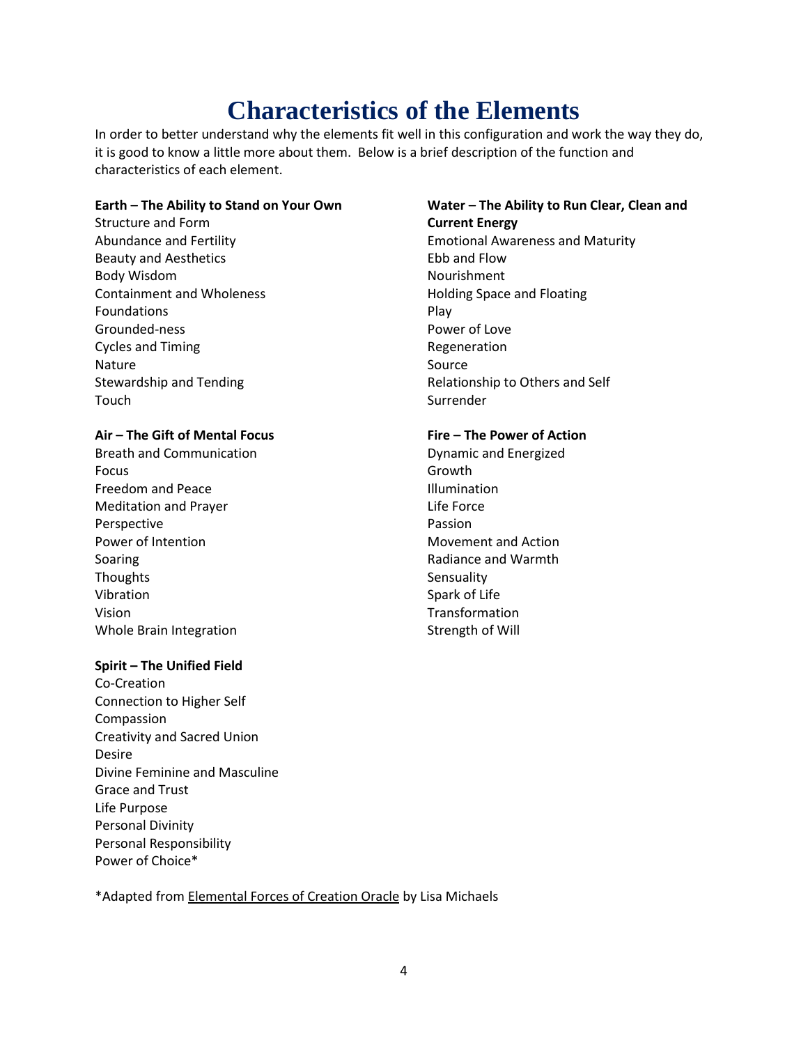# Characteristics of the Elements

In order to better understand why the elements fit well in this configuration and work the way they do, it is good to know a little more about them. Below is a brief description of the function and characteristics of each element.

**Earth – The Ability to Stand on Your Own**

Structure and Form
Abundance and Fertility
Beauty and Aesthetics
Body Wisdom
Containment and Wholeness
Foundations
Grounded-ness
Cycles and Timing
Nature
Stewardship and Tending
Touch

**Water – The Ability to Run Clear, Clean and Current Energy**

Emotional Awareness and Maturity
Ebb and Flow
Nourishment
Holding Space and Floating
Play
Power of Love
Regeneration
Source
Relationship to Others and Self
Surrender

**Air – The Gift of Mental Focus**

Breath and Communication
Focus
Freedom and Peace
Meditation and Prayer
Perspective
Power of Intention
Soaring
Thoughts
Vibration
Vision
Whole Brain Integration

**Fire – The Power of Action**

Dynamic and Energized
Growth
Illumination
Life Force
Passion
Movement and Action
Radiance and Warmth
Sensuality
Spark of Life
Transformation
Strength of Will

**Spirit – The Unified Field**

Co-Creation
Connection to Higher Self
Compassion
Creativity and Sacred Union
Desire
Divine Feminine and Masculine
Grace and Trust
Life Purpose
Personal Divinity
Personal Responsibility
Power of Choice*

*Adapted from Elemental Forces of Creation Oracle by Lisa Michaels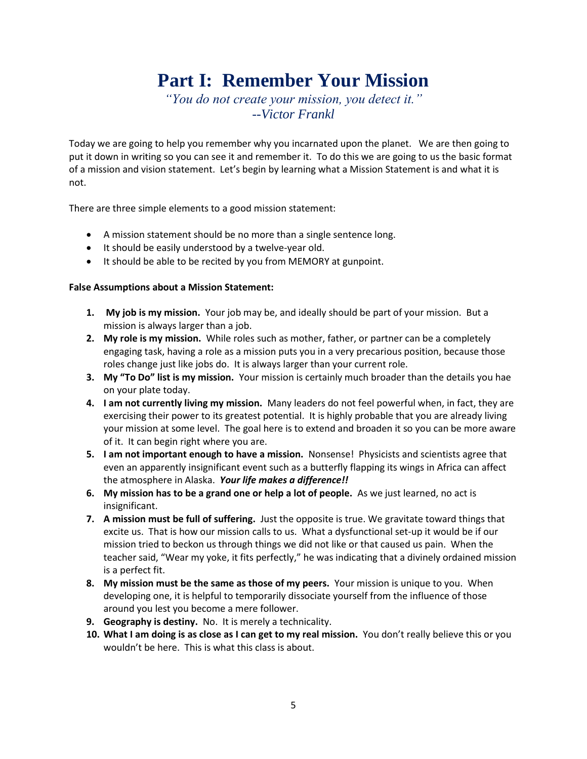# Part I: Remember Your Mission

*"You do not create your mission, you detect it."*
*--Victor Frankl*

Today we are going to help you remember why you incarnated upon the planet. We are then going to put it down in writing so you can see it and remember it. To do this we are going to us the basic format of a mission and vision statement. Let's begin by learning what a Mission Statement is and what it is not.

There are three simple elements to a good mission statement:

- A mission statement should be no more than a single sentence long.
- It should be easily understood by a twelve-year old.
- It should be able to be recited by you from MEMORY at gunpoint.

**False Assumptions about a Mission Statement:**

1. **My job is my mission.** Your job may be, and ideally should be part of your mission. But a mission is always larger than a job.
2. **My role is my mission.** While roles such as mother, father, or partner can be a completely engaging task, having a role as a mission puts you in a very precarious position, because those roles change just like jobs do. It is always larger than your current role.
3. **My "To Do" list is my mission.** Your mission is certainly much broader than the details you hae on your plate today.
4. **I am not currently living my mission.** Many leaders do not feel powerful when, in fact, they are exercising their power to its greatest potential. It is highly probable that you are already living your mission at some level. The goal here is to extend and broaden it so you can be more aware of it. It can begin right where you are.
5. **I am not important enough to have a mission.** Nonsense! Physicists and scientists agree that even an apparently insignificant event such as a butterfly flapping its wings in Africa can affect the atmosphere in Alaska. ***Your life makes a difference!!***
6. **My mission has to be a grand one or help a lot of people.** As we just learned, no act is insignificant.
7. **A mission must be full of suffering.** Just the opposite is true. We gravitate toward things that excite us. That is how our mission calls to us. What a dysfunctional set-up it would be if our mission tried to beckon us through things we did not like or that caused us pain. When the teacher said, "Wear my yoke, it fits perfectly," he was indicating that a divinely ordained mission is a perfect fit.
8. **My mission must be the same as those of my peers.** Your mission is unique to you. When developing one, it is helpful to temporarily dissociate yourself from the influence of those around you lest you become a mere follower.
9. **Geography is destiny.** No. It is merely a technicality.
10. **What I am doing is as close as I can get to my real mission.** You don't really believe this or you wouldn't be here. This is what this class is about.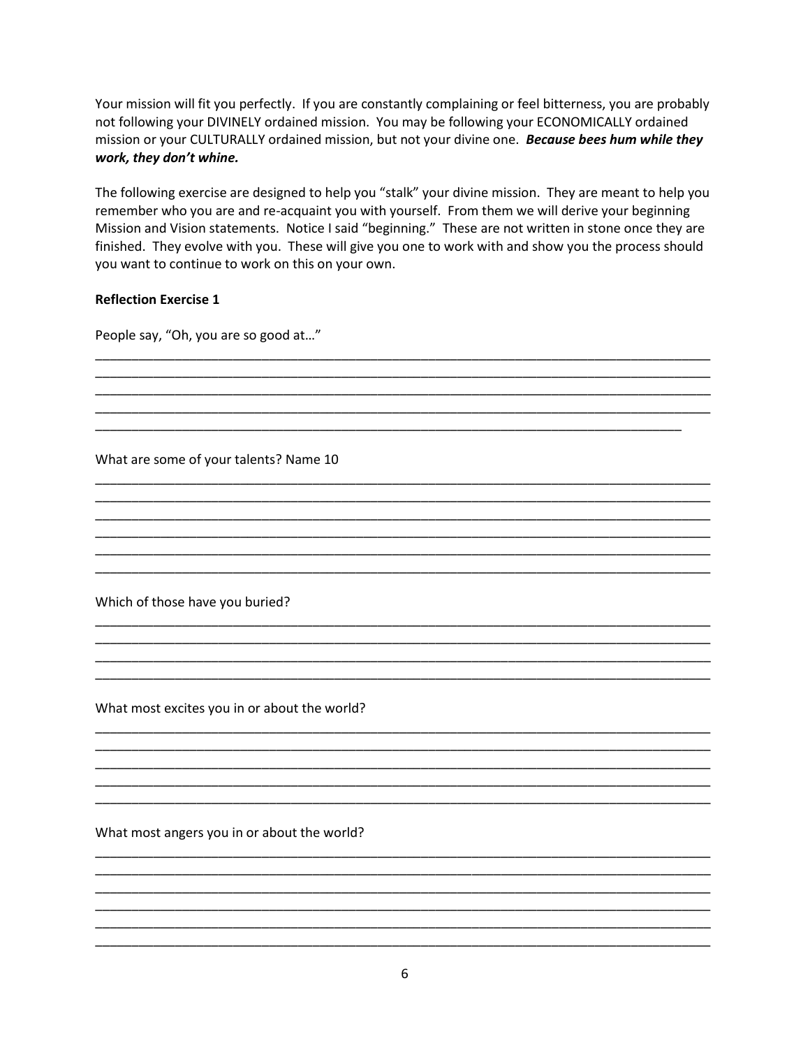Your mission will fit you perfectly. If you are constantly complaining or feel bitterness, you are probably not following your DIVINELY ordained mission. You may be following your ECONOMICALLY ordained mission or your CULTURALLY ordained mission, but not your divine one. ***Because bees hum while they work, they don't whine.***

The following exercise are designed to help you "stalk" your divine mission. They are meant to help you remember who you are and re-acquaint you with yourself. From them we will derive your beginning Mission and Vision statements. Notice I said "beginning." These are not written in stone once they are finished. They evolve with you. These will give you one to work with and show you the process should you want to continue to work on this on your own.

**Reflection Exercise 1**

People say, "Oh, you are so good at…"

\_\_\_\_\_\_\_\_\_\_\_\_\_\_\_\_\_\_\_\_\_\_\_\_\_\_\_\_\_\_\_\_\_\_\_\_\_\_\_\_\_\_\_\_\_\_\_\_\_\_\_\_\_\_\_\_\_\_\_\_\_\_\_\_\_\_\_\_\_\_\_\_\_\_\_\_\_\_

\_\_\_\_\_\_\_\_\_\_\_\_\_\_\_\_\_\_\_\_\_\_\_\_\_\_\_\_\_\_\_\_\_\_\_\_\_\_\_\_\_\_\_\_\_\_\_\_\_\_\_\_\_\_\_\_\_\_\_\_\_\_\_\_\_\_\_\_\_\_\_\_\_\_\_\_\_\_

\_\_\_\_\_\_\_\_\_\_\_\_\_\_\_\_\_\_\_\_\_\_\_\_\_\_\_\_\_\_\_\_\_\_\_\_\_\_\_\_\_\_\_\_\_\_\_\_\_\_\_\_\_\_\_\_\_\_\_\_\_\_\_\_\_\_\_\_\_\_\_\_\_\_\_\_\_\_

\_\_\_\_\_\_\_\_\_\_\_\_\_\_\_\_\_\_\_\_\_\_\_\_\_\_\_\_\_\_\_\_\_\_\_\_\_\_\_\_\_\_\_\_\_\_\_\_\_\_\_\_\_\_\_\_\_\_\_\_\_\_\_\_\_\_\_\_\_\_\_\_\_\_\_\_\_\_

\_\_\_\_\_\_\_\_\_\_\_\_\_\_\_\_\_\_\_\_\_\_\_\_\_\_\_\_\_\_\_\_\_\_\_\_\_\_\_\_\_\_\_\_\_\_\_\_\_\_\_\_\_\_\_\_\_\_\_\_\_\_\_\_\_\_\_\_\_\_\_\_\_\_\_\_

What are some of your talents? Name 10

\_\_\_\_\_\_\_\_\_\_\_\_\_\_\_\_\_\_\_\_\_\_\_\_\_\_\_\_\_\_\_\_\_\_\_\_\_\_\_\_\_\_\_\_\_\_\_\_\_\_\_\_\_\_\_\_\_\_\_\_\_\_\_\_\_\_\_\_\_\_\_\_\_\_\_\_\_\_

\_\_\_\_\_\_\_\_\_\_\_\_\_\_\_\_\_\_\_\_\_\_\_\_\_\_\_\_\_\_\_\_\_\_\_\_\_\_\_\_\_\_\_\_\_\_\_\_\_\_\_\_\_\_\_\_\_\_\_\_\_\_\_\_\_\_\_\_\_\_\_\_\_\_\_\_\_\_

\_\_\_\_\_\_\_\_\_\_\_\_\_\_\_\_\_\_\_\_\_\_\_\_\_\_\_\_\_\_\_\_\_\_\_\_\_\_\_\_\_\_\_\_\_\_\_\_\_\_\_\_\_\_\_\_\_\_\_\_\_\_\_\_\_\_\_\_\_\_\_\_\_\_\_\_\_\_

\_\_\_\_\_\_\_\_\_\_\_\_\_\_\_\_\_\_\_\_\_\_\_\_\_\_\_\_\_\_\_\_\_\_\_\_\_\_\_\_\_\_\_\_\_\_\_\_\_\_\_\_\_\_\_\_\_\_\_\_\_\_\_\_\_\_\_\_\_\_\_\_\_\_\_\_\_\_

\_\_\_\_\_\_\_\_\_\_\_\_\_\_\_\_\_\_\_\_\_\_\_\_\_\_\_\_\_\_\_\_\_\_\_\_\_\_\_\_\_\_\_\_\_\_\_\_\_\_\_\_\_\_\_\_\_\_\_\_\_\_\_\_\_\_\_\_\_\_\_\_\_\_\_\_\_\_

\_\_\_\_\_\_\_\_\_\_\_\_\_\_\_\_\_\_\_\_\_\_\_\_\_\_\_\_\_\_\_\_\_\_\_\_\_\_\_\_\_\_\_\_\_\_\_\_\_\_\_\_\_\_\_\_\_\_\_\_\_\_\_\_\_\_\_\_\_\_\_\_\_\_\_\_\_\_

Which of those have you buried?

\_\_\_\_\_\_\_\_\_\_\_\_\_\_\_\_\_\_\_\_\_\_\_\_\_\_\_\_\_\_\_\_\_\_\_\_\_\_\_\_\_\_\_\_\_\_\_\_\_\_\_\_\_\_\_\_\_\_\_\_\_\_\_\_\_\_\_\_\_\_\_\_\_\_\_\_\_\_

\_\_\_\_\_\_\_\_\_\_\_\_\_\_\_\_\_\_\_\_\_\_\_\_\_\_\_\_\_\_\_\_\_\_\_\_\_\_\_\_\_\_\_\_\_\_\_\_\_\_\_\_\_\_\_\_\_\_\_\_\_\_\_\_\_\_\_\_\_\_\_\_\_\_\_\_\_\_

\_\_\_\_\_\_\_\_\_\_\_\_\_\_\_\_\_\_\_\_\_\_\_\_\_\_\_\_\_\_\_\_\_\_\_\_\_\_\_\_\_\_\_\_\_\_\_\_\_\_\_\_\_\_\_\_\_\_\_\_\_\_\_\_\_\_\_\_\_\_\_\_\_\_\_\_\_\_

\_\_\_\_\_\_\_\_\_\_\_\_\_\_\_\_\_\_\_\_\_\_\_\_\_\_\_\_\_\_\_\_\_\_\_\_\_\_\_\_\_\_\_\_\_\_\_\_\_\_\_\_\_\_\_\_\_\_\_\_\_\_\_\_\_\_\_\_\_\_\_\_\_\_\_\_\_\_

What most excites you in or about the world?

\_\_\_\_\_\_\_\_\_\_\_\_\_\_\_\_\_\_\_\_\_\_\_\_\_\_\_\_\_\_\_\_\_\_\_\_\_\_\_\_\_\_\_\_\_\_\_\_\_\_\_\_\_\_\_\_\_\_\_\_\_\_\_\_\_\_\_\_\_\_\_\_\_\_\_\_\_\_

\_\_\_\_\_\_\_\_\_\_\_\_\_\_\_\_\_\_\_\_\_\_\_\_\_\_\_\_\_\_\_\_\_\_\_\_\_\_\_\_\_\_\_\_\_\_\_\_\_\_\_\_\_\_\_\_\_\_\_\_\_\_\_\_\_\_\_\_\_\_\_\_\_\_\_\_\_\_

\_\_\_\_\_\_\_\_\_\_\_\_\_\_\_\_\_\_\_\_\_\_\_\_\_\_\_\_\_\_\_\_\_\_\_\_\_\_\_\_\_\_\_\_\_\_\_\_\_\_\_\_\_\_\_\_\_\_\_\_\_\_\_\_\_\_\_\_\_\_\_\_\_\_\_\_\_\_

\_\_\_\_\_\_\_\_\_\_\_\_\_\_\_\_\_\_\_\_\_\_\_\_\_\_\_\_\_\_\_\_\_\_\_\_\_\_\_\_\_\_\_\_\_\_\_\_\_\_\_\_\_\_\_\_\_\_\_\_\_\_\_\_\_\_\_\_\_\_\_\_\_\_\_\_\_\_

\_\_\_\_\_\_\_\_\_\_\_\_\_\_\_\_\_\_\_\_\_\_\_\_\_\_\_\_\_\_\_\_\_\_\_\_\_\_\_\_\_\_\_\_\_\_\_\_\_\_\_\_\_\_\_\_\_\_\_\_\_\_\_\_\_\_\_\_\_\_\_\_\_\_\_\_\_\_

What most angers you in or about the world?

\_\_\_\_\_\_\_\_\_\_\_\_\_\_\_\_\_\_\_\_\_\_\_\_\_\_\_\_\_\_\_\_\_\_\_\_\_\_\_\_\_\_\_\_\_\_\_\_\_\_\_\_\_\_\_\_\_\_\_\_\_\_\_\_\_\_\_\_\_\_\_\_\_\_\_\_\_\_

\_\_\_\_\_\_\_\_\_\_\_\_\_\_\_\_\_\_\_\_\_\_\_\_\_\_\_\_\_\_\_\_\_\_\_\_\_\_\_\_\_\_\_\_\_\_\_\_\_\_\_\_\_\_\_\_\_\_\_\_\_\_\_\_\_\_\_\_\_\_\_\_\_\_\_\_\_\_

\_\_\_\_\_\_\_\_\_\_\_\_\_\_\_\_\_\_\_\_\_\_\_\_\_\_\_\_\_\_\_\_\_\_\_\_\_\_\_\_\_\_\_\_\_\_\_\_\_\_\_\_\_\_\_\_\_\_\_\_\_\_\_\_\_\_\_\_\_\_\_\_\_\_\_\_\_\_

\_\_\_\_\_\_\_\_\_\_\_\_\_\_\_\_\_\_\_\_\_\_\_\_\_\_\_\_\_\_\_\_\_\_\_\_\_\_\_\_\_\_\_\_\_\_\_\_\_\_\_\_\_\_\_\_\_\_\_\_\_\_\_\_\_\_\_\_\_\_\_\_\_\_\_\_\_\_

\_\_\_\_\_\_\_\_\_\_\_\_\_\_\_\_\_\_\_\_\_\_\_\_\_\_\_\_\_\_\_\_\_\_\_\_\_\_\_\_\_\_\_\_\_\_\_\_\_\_\_\_\_\_\_\_\_\_\_\_\_\_\_\_\_\_\_\_\_\_\_\_\_\_\_\_\_\_

\_\_\_\_\_\_\_\_\_\_\_\_\_\_\_\_\_\_\_\_\_\_\_\_\_\_\_\_\_\_\_\_\_\_\_\_\_\_\_\_\_\_\_\_\_\_\_\_\_\_\_\_\_\_\_\_\_\_\_\_\_\_\_\_\_\_\_\_\_\_\_\_\_\_\_\_\_\_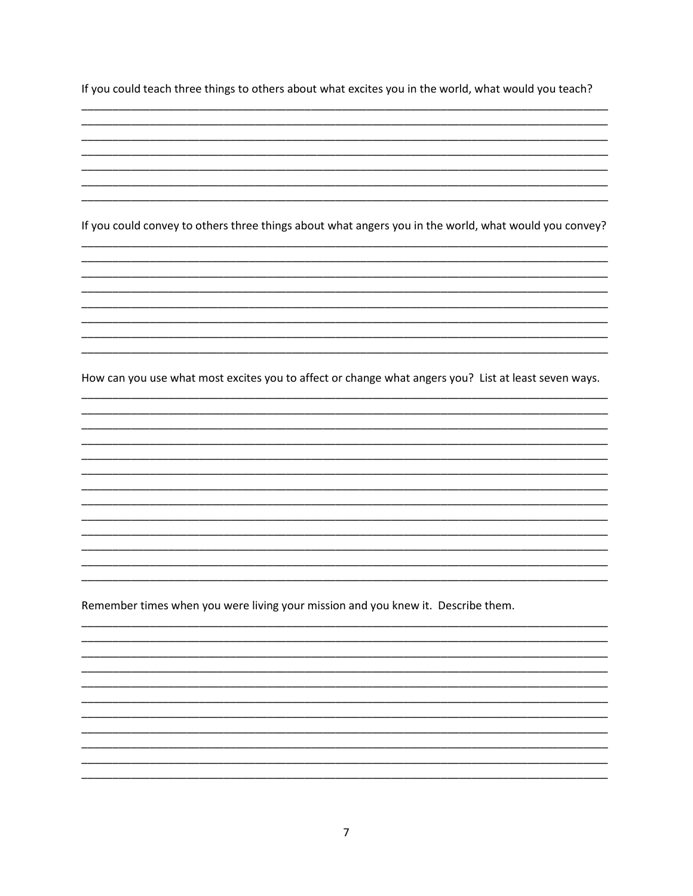If you could teach three things to others about what excites you in the world, what would you teach?

If you could convey to others three things about what angers you in the world, what would you convey?

How can you use what most excites you to affect or change what angers you? List at least seven ways.

Remember times when you were living your mission and you knew it. Describe them.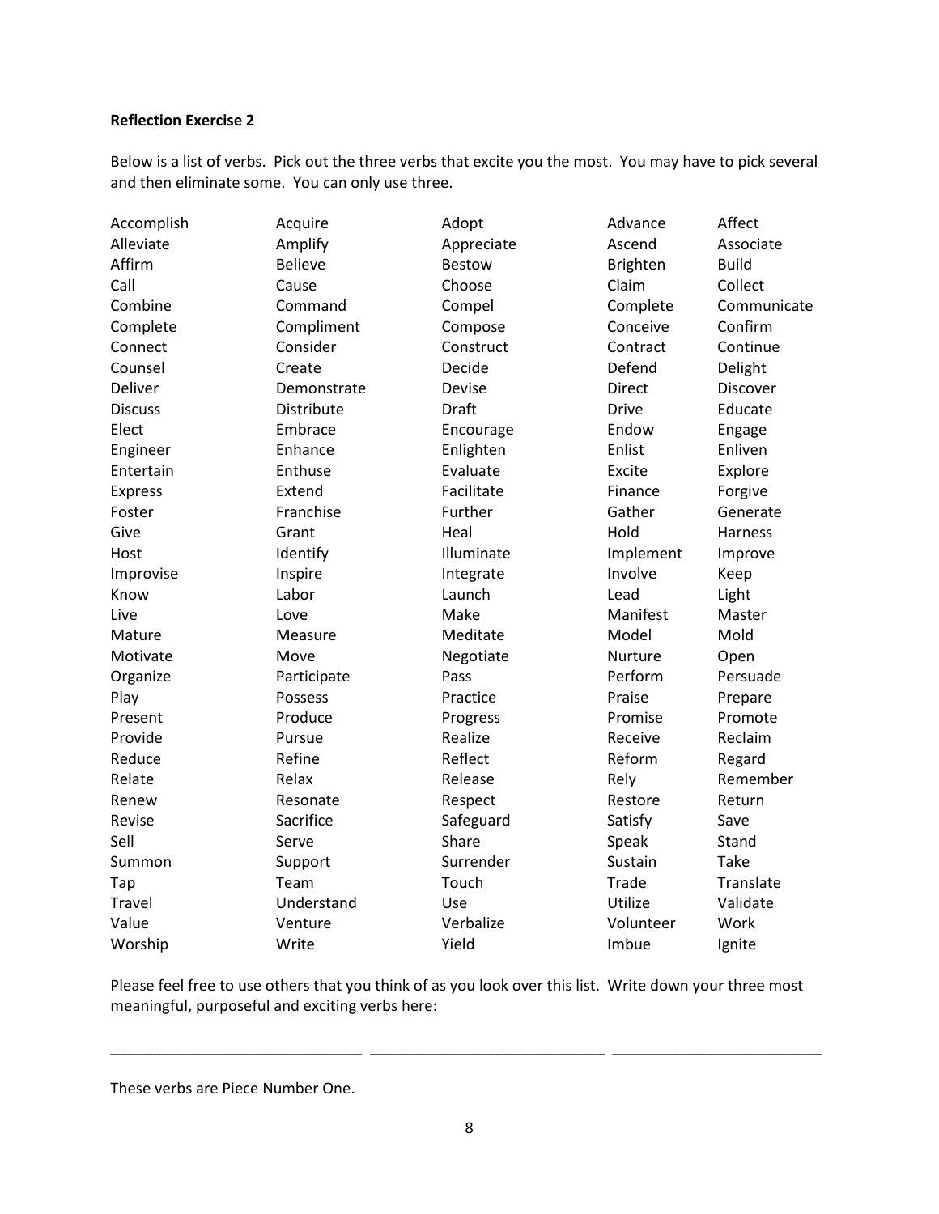**Reflection Exercise 2**

Below is a list of verbs. Pick out the three verbs that excite you the most. You may have to pick several and then eliminate some. You can only use three.

| | | | | |
|---|---|---|---|---|
| Accomplish | Acquire | Adopt | Advance | Affect |
| Alleviate | Amplify | Appreciate | Ascend | Associate |
| Affirm | Believe | Bestow | Brighten | Build |
| Call | Cause | Choose | Claim | Collect |
| Combine | Command | Compel | Complete | Communicate |
| Complete | Compliment | Compose | Conceive | Confirm |
| Connect | Consider | Construct | Contract | Continue |
| Counsel | Create | Decide | Defend | Delight |
| Deliver | Demonstrate | Devise | Direct | Discover |
| Discuss | Distribute | Draft | Drive | Educate |
| Elect | Embrace | Encourage | Endow | Engage |
| Engineer | Enhance | Enlighten | Enlist | Enliven |
| Entertain | Enthuse | Evaluate | Excite | Explore |
| Express | Extend | Facilitate | Finance | Forgive |
| Foster | Franchise | Further | Gather | Generate |
| Give | Grant | Heal | Hold | Harness |
| Host | Identify | Illuminate | Implement | Improve |
| Improvise | Inspire | Integrate | Involve | Keep |
| Know | Labor | Launch | Lead | Light |
| Live | Love | Make | Manifest | Master |
| Mature | Measure | Meditate | Model | Mold |
| Motivate | Move | Negotiate | Nurture | Open |
| Organize | Participate | Pass | Perform | Persuade |
| Play | Possess | Practice | Praise | Prepare |
| Present | Produce | Progress | Promise | Promote |
| Provide | Pursue | Realize | Receive | Reclaim |
| Reduce | Refine | Reflect | Reform | Regard |
| Relate | Relax | Release | Rely | Remember |
| Renew | Resonate | Respect | Restore | Return |
| Revise | Sacrifice | Safeguard | Satisfy | Save |
| Sell | Serve | Share | Speak | Stand |
| Summon | Support | Surrender | Sustain | Take |
| Tap | Team | Touch | Trade | Translate |
| Travel | Understand | Use | Utilize | Validate |
| Value | Venture | Verbalize | Volunteer | Work |
| Worship | Write | Yield | Imbue | Ignite |

Please feel free to use others that you think of as you look over this list. Write down your three most meaningful, purposeful and exciting verbs here:

______________________________ ____________________________ _________________________

These verbs are Piece Number One.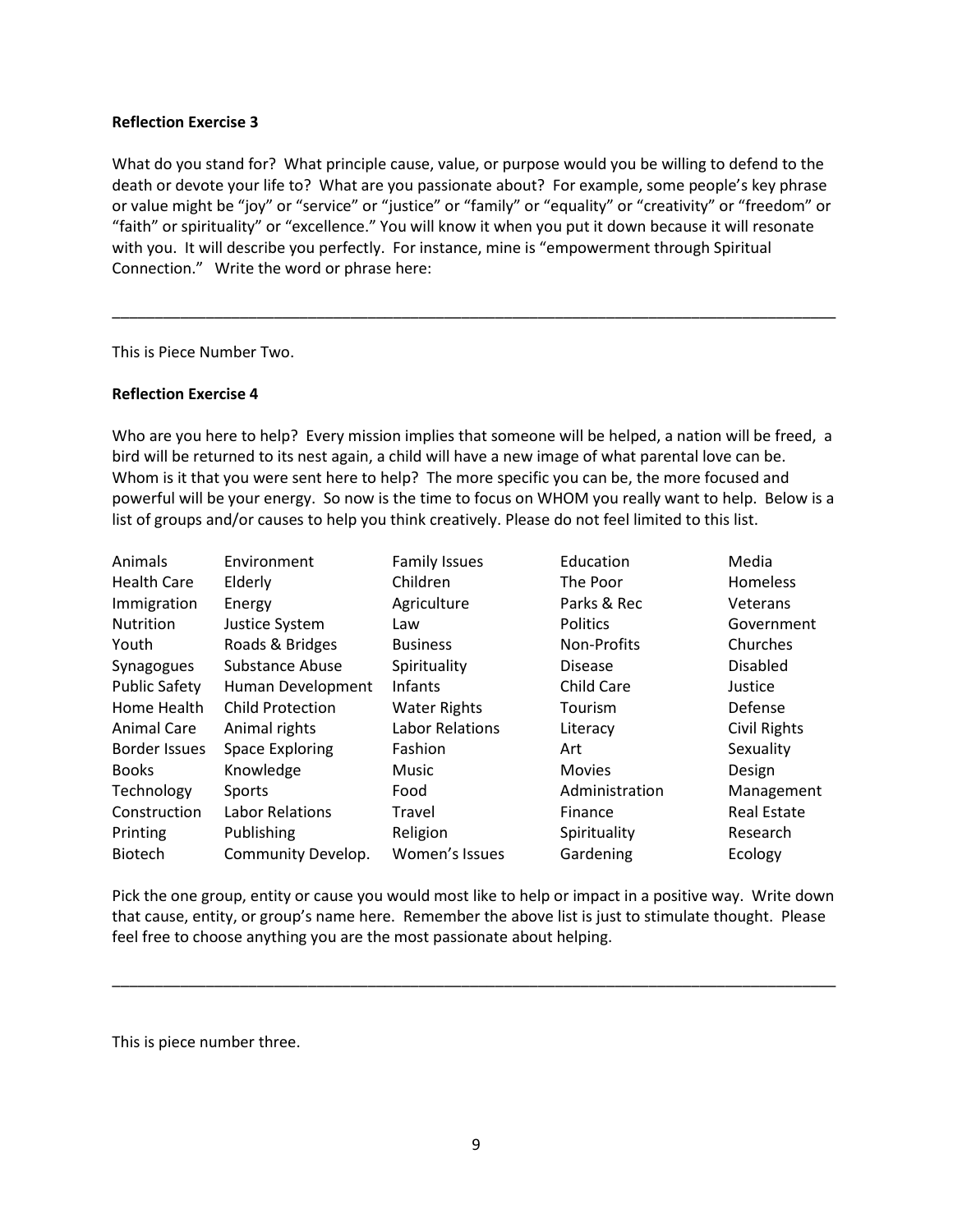**Reflection Exercise 3**

What do you stand for? What principle cause, value, or purpose would you be willing to defend to the death or devote your life to? What are you passionate about? For example, some people's key phrase or value might be "joy" or "service" or "justice" or "family" or "equality" or "creativity" or "freedom" or "faith" or spirituality" or "excellence." You will know it when you put it down because it will resonate with you. It will describe you perfectly. For instance, mine is "empowerment through Spiritual Connection." Write the word or phrase here:

______________________________________________________________________________________

This is Piece Number Two.

**Reflection Exercise 4**

Who are you here to help? Every mission implies that someone will be helped, a nation will be freed, a bird will be returned to its nest again, a child will have a new image of what parental love can be. Whom is it that you were sent here to help? The more specific you can be, the more focused and powerful will be your energy. So now is the time to focus on WHOM you really want to help. Below is a list of groups and/or causes to help you think creatively. Please do not feel limited to this list.

| | | | | |
|---|---|---|---|---|
| Animals | Environment | Family Issues | Education | Media |
| Health Care | Elderly | Children | The Poor | Homeless |
| Immigration | Energy | Agriculture | Parks & Rec | Veterans |
| Nutrition | Justice System | Law | Politics | Government |
| Youth | Roads & Bridges | Business | Non-Profits | Churches |
| Synagogues | Substance Abuse | Spirituality | Disease | Disabled |
| Public Safety | Human Development | Infants | Child Care | Justice |
| Home Health | Child Protection | Water Rights | Tourism | Defense |
| Animal Care | Animal rights | Labor Relations | Literacy | Civil Rights |
| Border Issues | Space Exploring | Fashion | Art | Sexuality |
| Books | Knowledge | Music | Movies | Design |
| Technology | Sports | Food | Administration | Management |
| Construction | Labor Relations | Travel | Finance | Real Estate |
| Printing | Publishing | Religion | Spirituality | Research |
| Biotech | Community Develop. | Women's Issues | Gardening | Ecology |

Pick the one group, entity or cause you would most like to help or impact in a positive way. Write down that cause, entity, or group's name here. Remember the above list is just to stimulate thought. Please feel free to choose anything you are the most passionate about helping.

______________________________________________________________________________________

This is piece number three.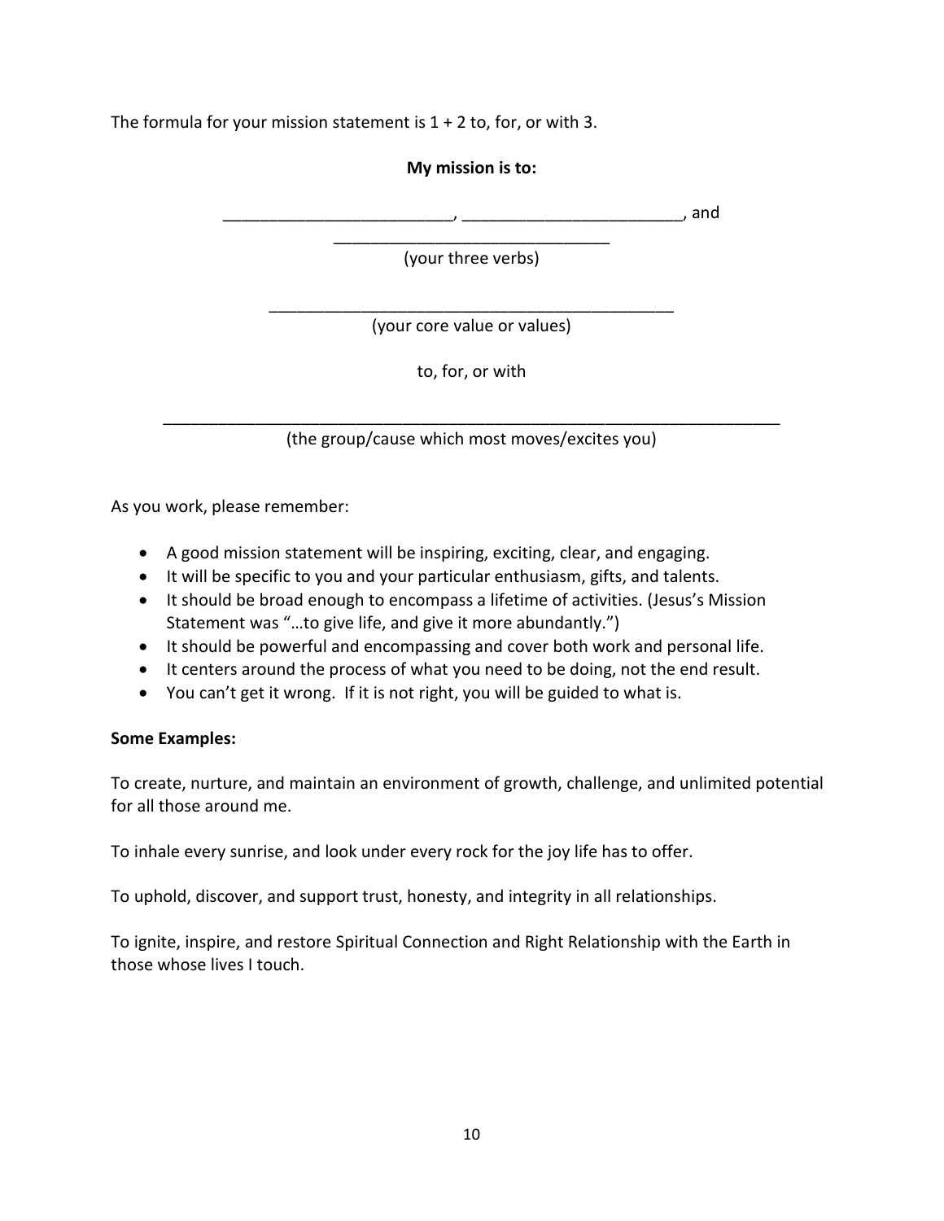The formula for your mission statement is 1 + 2 to, for, or with 3.

**My mission is to:**

________________________, _______________________, and
______________________________
(your three verbs)

____________________________________________
(your core value or values)

to, for, or with

____________________________________________________________________
(the group/cause which most moves/excites you)

As you work, please remember:

- A good mission statement will be inspiring, exciting, clear, and engaging.
- It will be specific to you and your particular enthusiasm, gifts, and talents.
- It should be broad enough to encompass a lifetime of activities. (Jesus's Mission Statement was "…to give life, and give it more abundantly.")
- It should be powerful and encompassing and cover both work and personal life.
- It centers around the process of what you need to be doing, not the end result.
- You can't get it wrong. If it is not right, you will be guided to what is.

**Some Examples:**

To create, nurture, and maintain an environment of growth, challenge, and unlimited potential for all those around me.

To inhale every sunrise, and look under every rock for the joy life has to offer.

To uphold, discover, and support trust, honesty, and integrity in all relationships.

To ignite, inspire, and restore Spiritual Connection and Right Relationship with the Earth in those whose lives I touch.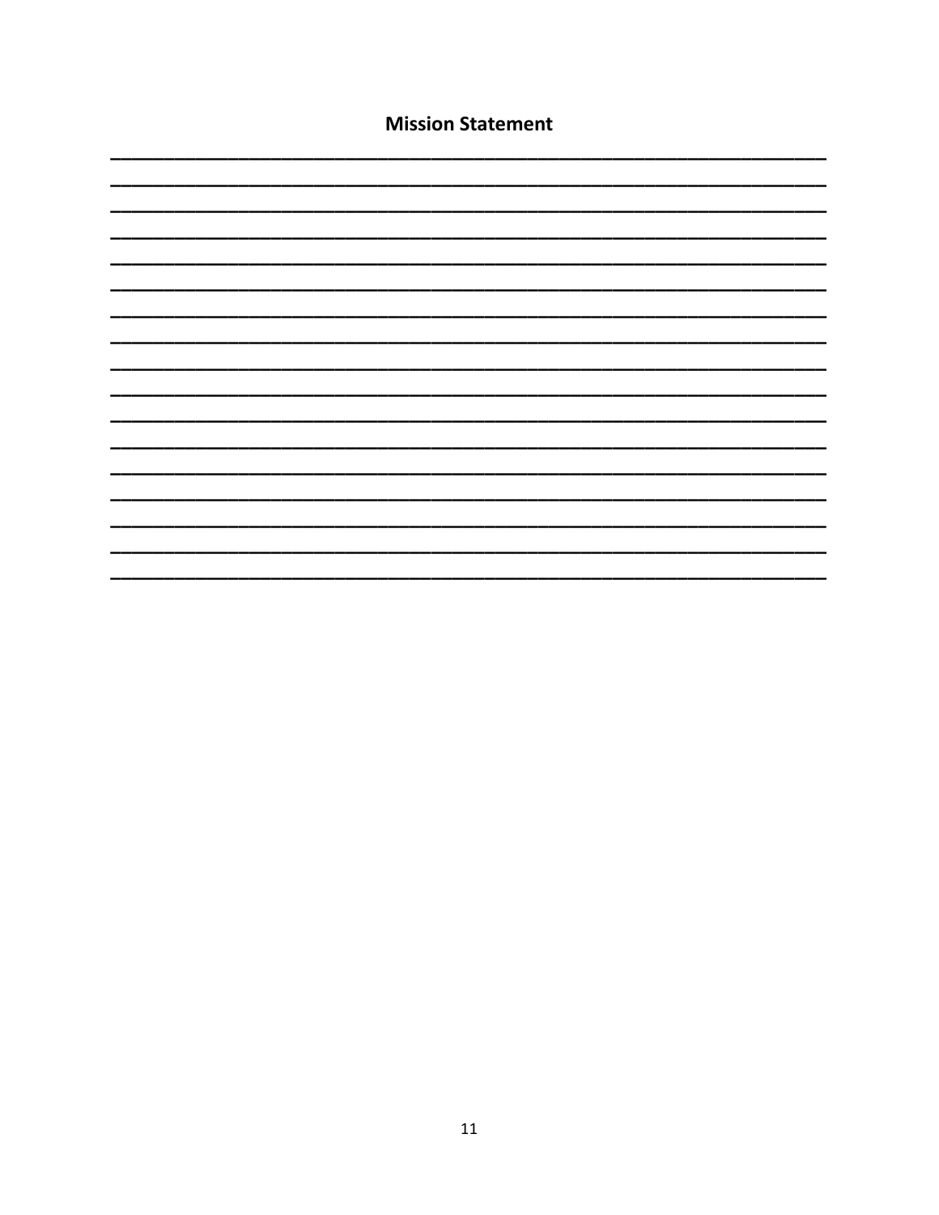**Mission Statement**

\_\_\_\_\_\_\_\_\_\_\_\_\_\_\_\_\_\_\_\_\_\_\_\_\_\_\_\_\_\_\_\_\_\_\_\_\_\_\_\_\_\_\_\_\_\_\_\_\_\_\_\_\_\_\_\_\_\_\_\_\_\_\_\_\_\_\_\_\_\_\_\_\_\_\_\_

\_\_\_\_\_\_\_\_\_\_\_\_\_\_\_\_\_\_\_\_\_\_\_\_\_\_\_\_\_\_\_\_\_\_\_\_\_\_\_\_\_\_\_\_\_\_\_\_\_\_\_\_\_\_\_\_\_\_\_\_\_\_\_\_\_\_\_\_\_\_\_\_\_\_\_\_

\_\_\_\_\_\_\_\_\_\_\_\_\_\_\_\_\_\_\_\_\_\_\_\_\_\_\_\_\_\_\_\_\_\_\_\_\_\_\_\_\_\_\_\_\_\_\_\_\_\_\_\_\_\_\_\_\_\_\_\_\_\_\_\_\_\_\_\_\_\_\_\_\_\_\_\_

\_\_\_\_\_\_\_\_\_\_\_\_\_\_\_\_\_\_\_\_\_\_\_\_\_\_\_\_\_\_\_\_\_\_\_\_\_\_\_\_\_\_\_\_\_\_\_\_\_\_\_\_\_\_\_\_\_\_\_\_\_\_\_\_\_\_\_\_\_\_\_\_\_\_\_\_

\_\_\_\_\_\_\_\_\_\_\_\_\_\_\_\_\_\_\_\_\_\_\_\_\_\_\_\_\_\_\_\_\_\_\_\_\_\_\_\_\_\_\_\_\_\_\_\_\_\_\_\_\_\_\_\_\_\_\_\_\_\_\_\_\_\_\_\_\_\_\_\_\_\_\_\_

\_\_\_\_\_\_\_\_\_\_\_\_\_\_\_\_\_\_\_\_\_\_\_\_\_\_\_\_\_\_\_\_\_\_\_\_\_\_\_\_\_\_\_\_\_\_\_\_\_\_\_\_\_\_\_\_\_\_\_\_\_\_\_\_\_\_\_\_\_\_\_\_\_\_\_\_

\_\_\_\_\_\_\_\_\_\_\_\_\_\_\_\_\_\_\_\_\_\_\_\_\_\_\_\_\_\_\_\_\_\_\_\_\_\_\_\_\_\_\_\_\_\_\_\_\_\_\_\_\_\_\_\_\_\_\_\_\_\_\_\_\_\_\_\_\_\_\_\_\_\_\_\_

\_\_\_\_\_\_\_\_\_\_\_\_\_\_\_\_\_\_\_\_\_\_\_\_\_\_\_\_\_\_\_\_\_\_\_\_\_\_\_\_\_\_\_\_\_\_\_\_\_\_\_\_\_\_\_\_\_\_\_\_\_\_\_\_\_\_\_\_\_\_\_\_\_\_\_\_

\_\_\_\_\_\_\_\_\_\_\_\_\_\_\_\_\_\_\_\_\_\_\_\_\_\_\_\_\_\_\_\_\_\_\_\_\_\_\_\_\_\_\_\_\_\_\_\_\_\_\_\_\_\_\_\_\_\_\_\_\_\_\_\_\_\_\_\_\_\_\_\_\_\_\_\_

\_\_\_\_\_\_\_\_\_\_\_\_\_\_\_\_\_\_\_\_\_\_\_\_\_\_\_\_\_\_\_\_\_\_\_\_\_\_\_\_\_\_\_\_\_\_\_\_\_\_\_\_\_\_\_\_\_\_\_\_\_\_\_\_\_\_\_\_\_\_\_\_\_\_\_\_

\_\_\_\_\_\_\_\_\_\_\_\_\_\_\_\_\_\_\_\_\_\_\_\_\_\_\_\_\_\_\_\_\_\_\_\_\_\_\_\_\_\_\_\_\_\_\_\_\_\_\_\_\_\_\_\_\_\_\_\_\_\_\_\_\_\_\_\_\_\_\_\_\_\_\_\_

\_\_\_\_\_\_\_\_\_\_\_\_\_\_\_\_\_\_\_\_\_\_\_\_\_\_\_\_\_\_\_\_\_\_\_\_\_\_\_\_\_\_\_\_\_\_\_\_\_\_\_\_\_\_\_\_\_\_\_\_\_\_\_\_\_\_\_\_\_\_\_\_\_\_\_\_

\_\_\_\_\_\_\_\_\_\_\_\_\_\_\_\_\_\_\_\_\_\_\_\_\_\_\_\_\_\_\_\_\_\_\_\_\_\_\_\_\_\_\_\_\_\_\_\_\_\_\_\_\_\_\_\_\_\_\_\_\_\_\_\_\_\_\_\_\_\_\_\_\_\_\_\_

\_\_\_\_\_\_\_\_\_\_\_\_\_\_\_\_\_\_\_\_\_\_\_\_\_\_\_\_\_\_\_\_\_\_\_\_\_\_\_\_\_\_\_\_\_\_\_\_\_\_\_\_\_\_\_\_\_\_\_\_\_\_\_\_\_\_\_\_\_\_\_\_\_\_\_\_

\_\_\_\_\_\_\_\_\_\_\_\_\_\_\_\_\_\_\_\_\_\_\_\_\_\_\_\_\_\_\_\_\_\_\_\_\_\_\_\_\_\_\_\_\_\_\_\_\_\_\_\_\_\_\_\_\_\_\_\_\_\_\_\_\_\_\_\_\_\_\_\_\_\_\_\_

\_\_\_\_\_\_\_\_\_\_\_\_\_\_\_\_\_\_\_\_\_\_\_\_\_\_\_\_\_\_\_\_\_\_\_\_\_\_\_\_\_\_\_\_\_\_\_\_\_\_\_\_\_\_\_\_\_\_\_\_\_\_\_\_\_\_\_\_\_\_\_\_\_\_\_\_

\_\_\_\_\_\_\_\_\_\_\_\_\_\_\_\_\_\_\_\_\_\_\_\_\_\_\_\_\_\_\_\_\_\_\_\_\_\_\_\_\_\_\_\_\_\_\_\_\_\_\_\_\_\_\_\_\_\_\_\_\_\_\_\_\_\_\_\_\_\_\_\_\_\_\_\_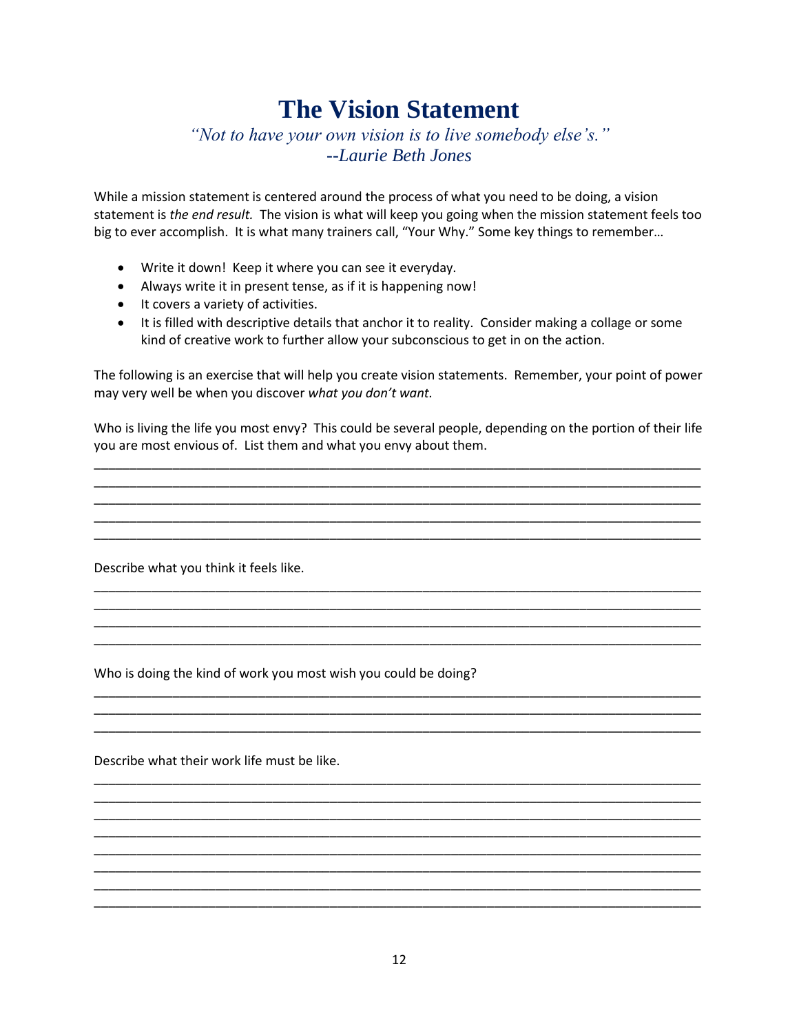# The Vision Statement

*"Not to have your own vision is to live somebody else's."*
*--Laurie Beth Jones*

While a mission statement is centered around the process of what you need to be doing, a vision statement is *the end result.* The vision is what will keep you going when the mission statement feels too big to ever accomplish. It is what many trainers call, "Your Why." Some key things to remember…

- Write it down! Keep it where you can see it everyday.
- Always write it in present tense, as if it is happening now!
- It covers a variety of activities.
- It is filled with descriptive details that anchor it to reality. Consider making a collage or some kind of creative work to further allow your subconscious to get in on the action.

The following is an exercise that will help you create vision statements. Remember, your point of power may very well be when you discover *what you don't want.*

Who is living the life you most envy? This could be several people, depending on the portion of their life you are most envious of. List them and what you envy about them.

_____________________________________________________________________________________
_____________________________________________________________________________________
_____________________________________________________________________________________
_____________________________________________________________________________________
_____________________________________________________________________________________

Describe what you think it feels like.

_____________________________________________________________________________________
_____________________________________________________________________________________
_____________________________________________________________________________________
_____________________________________________________________________________________

Who is doing the kind of work you most wish you could be doing?

_____________________________________________________________________________________
_____________________________________________________________________________________
_____________________________________________________________________________________

Describe what their work life must be like.

_____________________________________________________________________________________
_____________________________________________________________________________________
_____________________________________________________________________________________
_____________________________________________________________________________________
_____________________________________________________________________________________
_____________________________________________________________________________________
_____________________________________________________________________________________
_____________________________________________________________________________________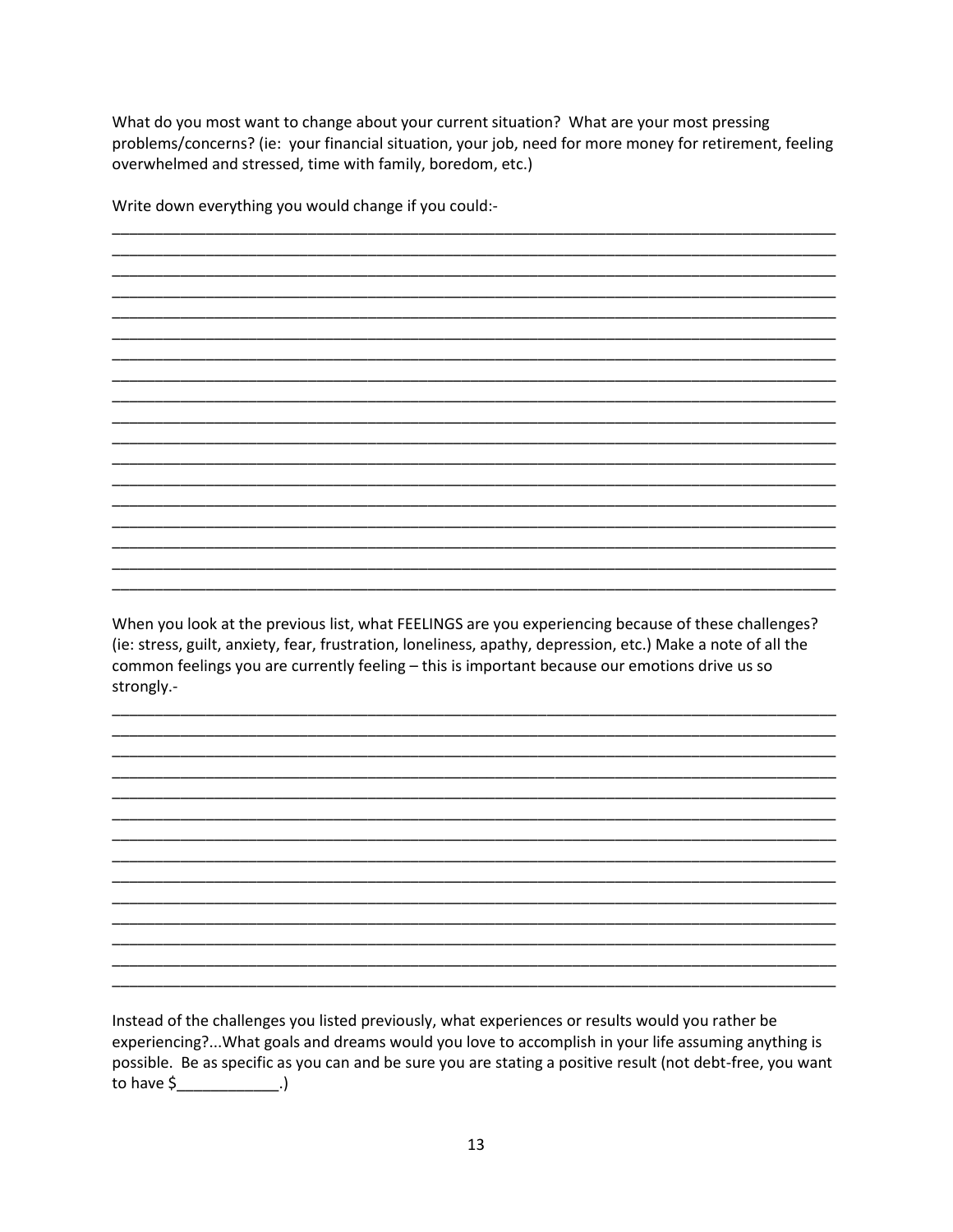What do you most want to change about your current situation? What are your most pressing problems/concerns? (ie: your financial situation, your job, need for more money for retirement, feeling overwhelmed and stressed, time with family, boredom, etc.)

Write down everything you would change if you could:-

_______________________________________________________________________________________
_______________________________________________________________________________________
_______________________________________________________________________________________
_______________________________________________________________________________________
_______________________________________________________________________________________
_______________________________________________________________________________________
_______________________________________________________________________________________
_______________________________________________________________________________________
_______________________________________________________________________________________
_______________________________________________________________________________________
_______________________________________________________________________________________
_______________________________________________________________________________________
_______________________________________________________________________________________
_______________________________________________________________________________________
_______________________________________________________________________________________
_______________________________________________________________________________________
_______________________________________________________________________________________
_______________________________________________________________________________________

When you look at the previous list, what FEELINGS are you experiencing because of these challenges? (ie: stress, guilt, anxiety, fear, frustration, loneliness, apathy, depression, etc.) Make a note of all the common feelings you are currently feeling – this is important because our emotions drive us so strongly.-

_______________________________________________________________________________________
_______________________________________________________________________________________
_______________________________________________________________________________________
_______________________________________________________________________________________
_______________________________________________________________________________________
_______________________________________________________________________________________
_______________________________________________________________________________________
_______________________________________________________________________________________
_______________________________________________________________________________________
_______________________________________________________________________________________
_______________________________________________________________________________________
_______________________________________________________________________________________
_______________________________________________________________________________________
_______________________________________________________________________________________

Instead of the challenges you listed previously, what experiences or results would you rather be experiencing?...What goals and dreams would you love to accomplish in your life assuming anything is possible. Be as specific as you can and be sure you are stating a positive result (not debt-free, you want to have $____________.)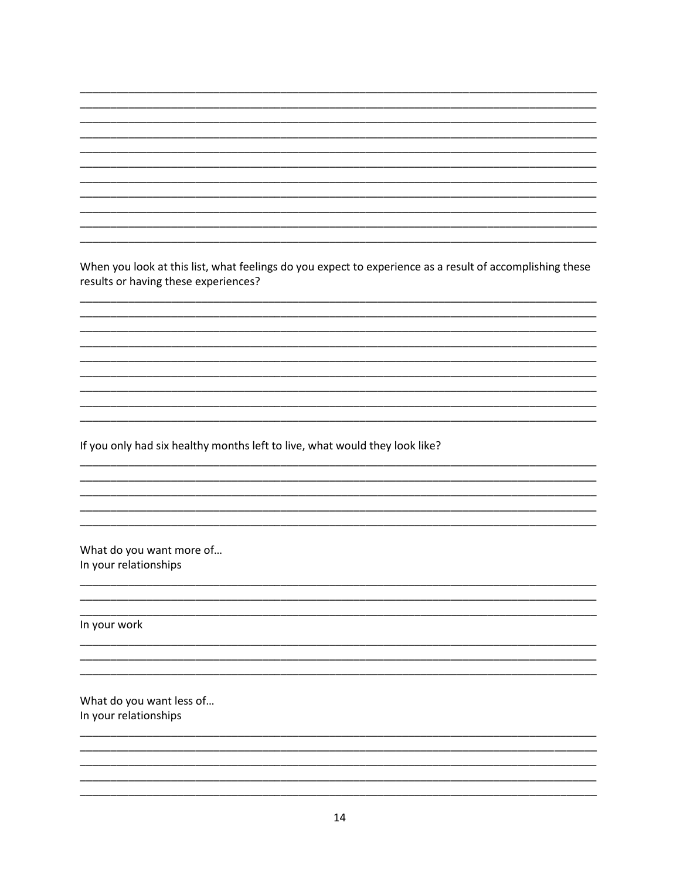When you look at this list, what feelings do you expect to experience as a result of accomplishing these results or having these experiences?

If you only had six healthy months left to live, what would they look like?

What do you want more of…
In your relationships

In your work

What do you want less of…
In your relationships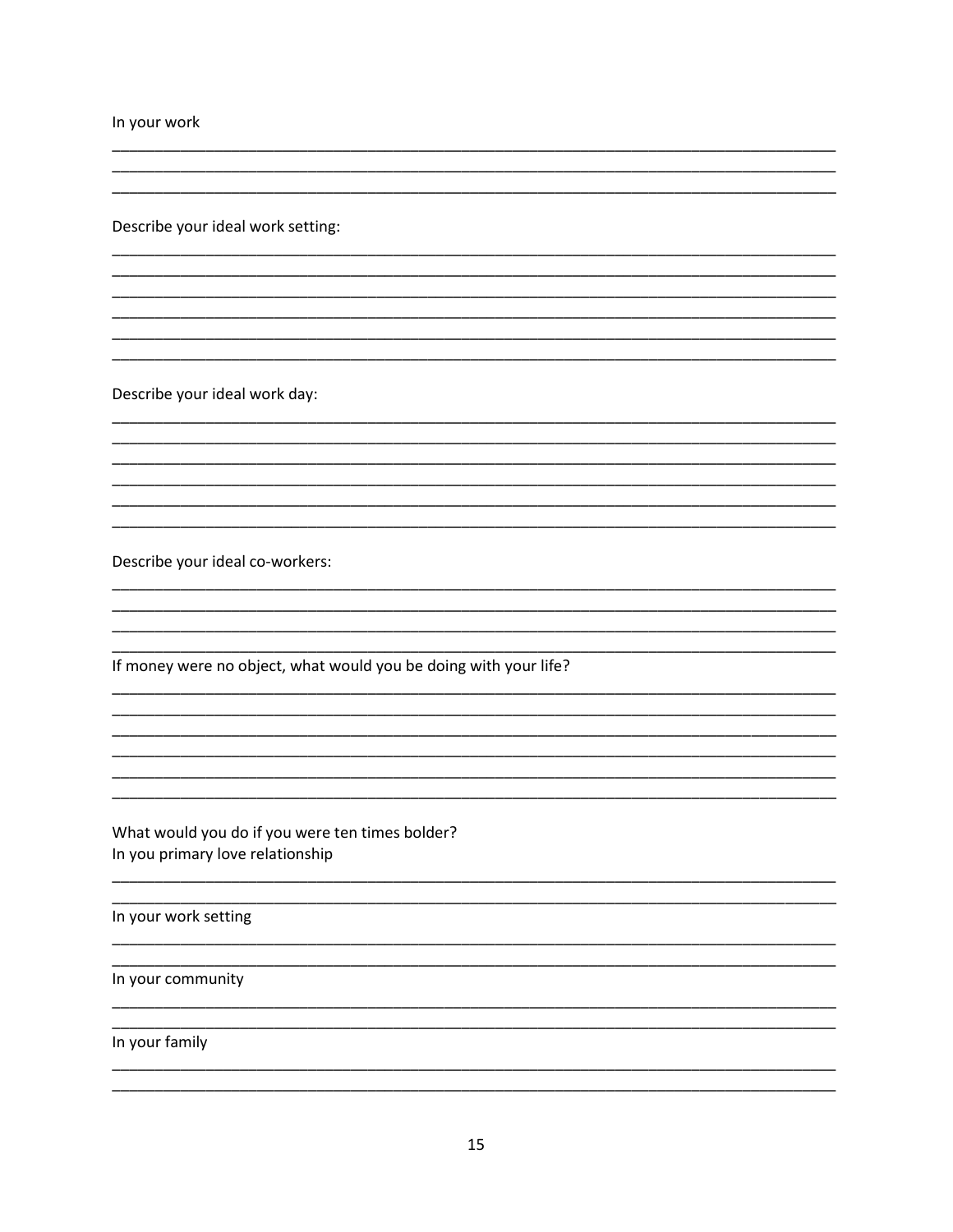In your work

______________________________________________________________________________
______________________________________________________________________________
______________________________________________________________________________

Describe your ideal work setting:

______________________________________________________________________________
______________________________________________________________________________
______________________________________________________________________________
______________________________________________________________________________
______________________________________________________________________________
______________________________________________________________________________

Describe your ideal work day:

______________________________________________________________________________
______________________________________________________________________________
______________________________________________________________________________
______________________________________________________________________________
______________________________________________________________________________
______________________________________________________________________________

Describe your ideal co-workers:

______________________________________________________________________________
______________________________________________________________________________
______________________________________________________________________________
______________________________________________________________________________

If money were no object, what would you be doing with your life?

______________________________________________________________________________
______________________________________________________________________________
______________________________________________________________________________
______________________________________________________________________________
______________________________________________________________________________
______________________________________________________________________________

What would you do if you were ten times bolder?

In you primary love relationship

______________________________________________________________________________
______________________________________________________________________________

In your work setting

______________________________________________________________________________
______________________________________________________________________________

In your community

______________________________________________________________________________
______________________________________________________________________________

In your family

______________________________________________________________________________
______________________________________________________________________________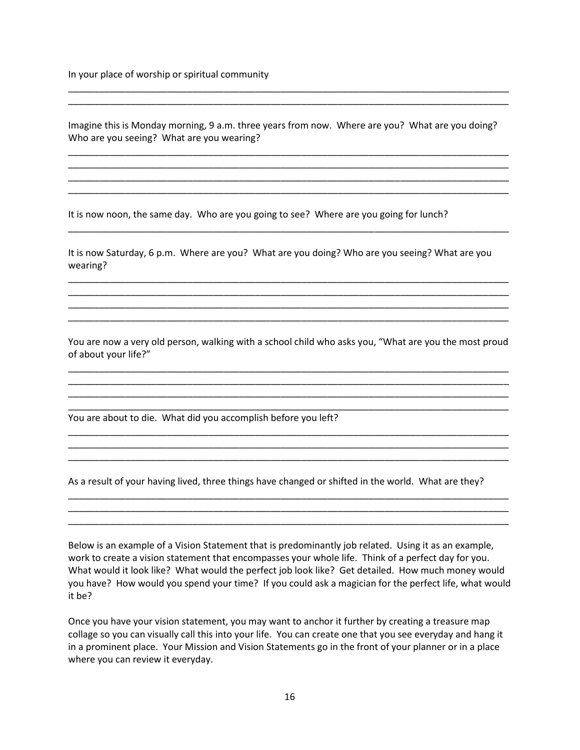In your place of worship or spiritual community

_______________________________________________________________________________________
_______________________________________________________________________________________

Imagine this is Monday morning, 9 a.m. three years from now. Where are you? What are you doing? Who are you seeing? What are you wearing?

_______________________________________________________________________________________
_______________________________________________________________________________________
_______________________________________________________________________________________
_______________________________________________________________________________________

It is now noon, the same day. Who are you going to see? Where are you going for lunch?

_______________________________________________________________________________________

It is now Saturday, 6 p.m. Where are you? What are you doing? Who are you seeing? What are you wearing?

_______________________________________________________________________________________
_______________________________________________________________________________________
_______________________________________________________________________________________
_______________________________________________________________________________________

You are now a very old person, walking with a school child who asks you, "What are you the most proud of about your life?"

_______________________________________________________________________________________
_______________________________________________________________________________________
_______________________________________________________________________________________
_______________________________________________________________________________________

You are about to die. What did you accomplish before you left?

_______________________________________________________________________________________
_______________________________________________________________________________________
_______________________________________________________________________________________

As a result of your having lived, three things have changed or shifted in the world. What are they?

_______________________________________________________________________________________
_______________________________________________________________________________________
_______________________________________________________________________________________

Below is an example of a Vision Statement that is predominantly job related. Using it as an example, work to create a vision statement that encompasses your whole life. Think of a perfect day for you. What would it look like? What would the perfect job look like? Get detailed. How much money would you have? How would you spend your time? If you could ask a magician for the perfect life, what would it be?

Once you have your vision statement, you may want to anchor it further by creating a treasure map collage so you can visually call this into your life. You can create one that you see everyday and hang it in a prominent place. Your Mission and Vision Statements go in the front of your planner or in a place where you can review it everyday.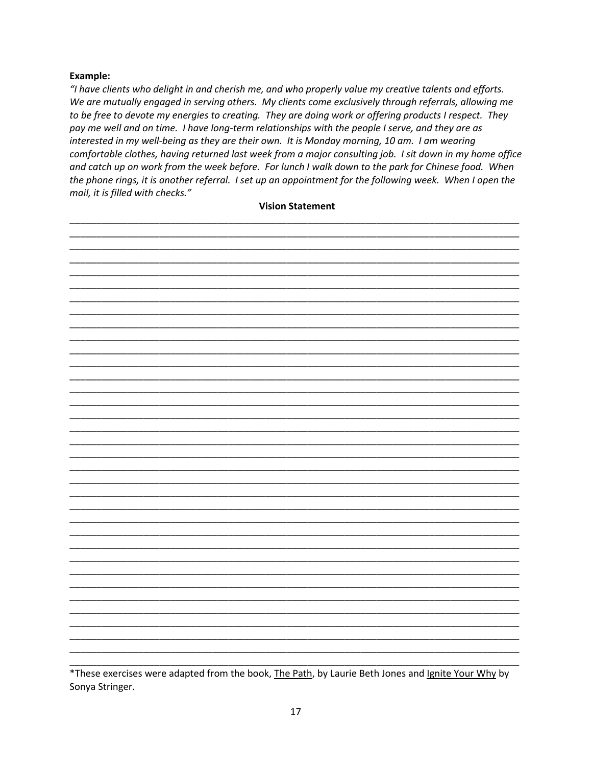**Example:**

*"I have clients who delight in and cherish me, and who properly value my creative talents and efforts. We are mutually engaged in serving others. My clients come exclusively through referrals, allowing me to be free to devote my energies to creating. They are doing work or offering products I respect. They pay me well and on time. I have long-term relationships with the people I serve, and they are as interested in my well-being as they are their own. It is Monday morning, 10 am. I am wearing comfortable clothes, having returned last week from a major consulting job. I sit down in my home office and catch up on work from the week before. For lunch I walk down to the park for Chinese food. When the phone rings, it is another referral. I set up an appointment for the following week. When I open the mail, it is filled with checks."*

**Vision Statement**

______________________________________________________________________________
______________________________________________________________________________
______________________________________________________________________________
______________________________________________________________________________
______________________________________________________________________________
______________________________________________________________________________
______________________________________________________________________________
______________________________________________________________________________
______________________________________________________________________________
______________________________________________________________________________
______________________________________________________________________________
______________________________________________________________________________
______________________________________________________________________________
______________________________________________________________________________
______________________________________________________________________________
______________________________________________________________________________
______________________________________________________________________________
______________________________________________________________________________
______________________________________________________________________________
______________________________________________________________________________
______________________________________________________________________________
______________________________________________________________________________
______________________________________________________________________________
______________________________________________________________________________
______________________________________________________________________________
______________________________________________________________________________
______________________________________________________________________________
______________________________________________________________________________
______________________________________________________________________________
______________________________________________________________________________
______________________________________________________________________________
______________________________________________________________________________
______________________________________________________________________________
______________________________________________________________________________
______________________________________________________________________________

*These exercises were adapted from the book, The Path, by Laurie Beth Jones and Ignite Your Why by Sonya Stringer.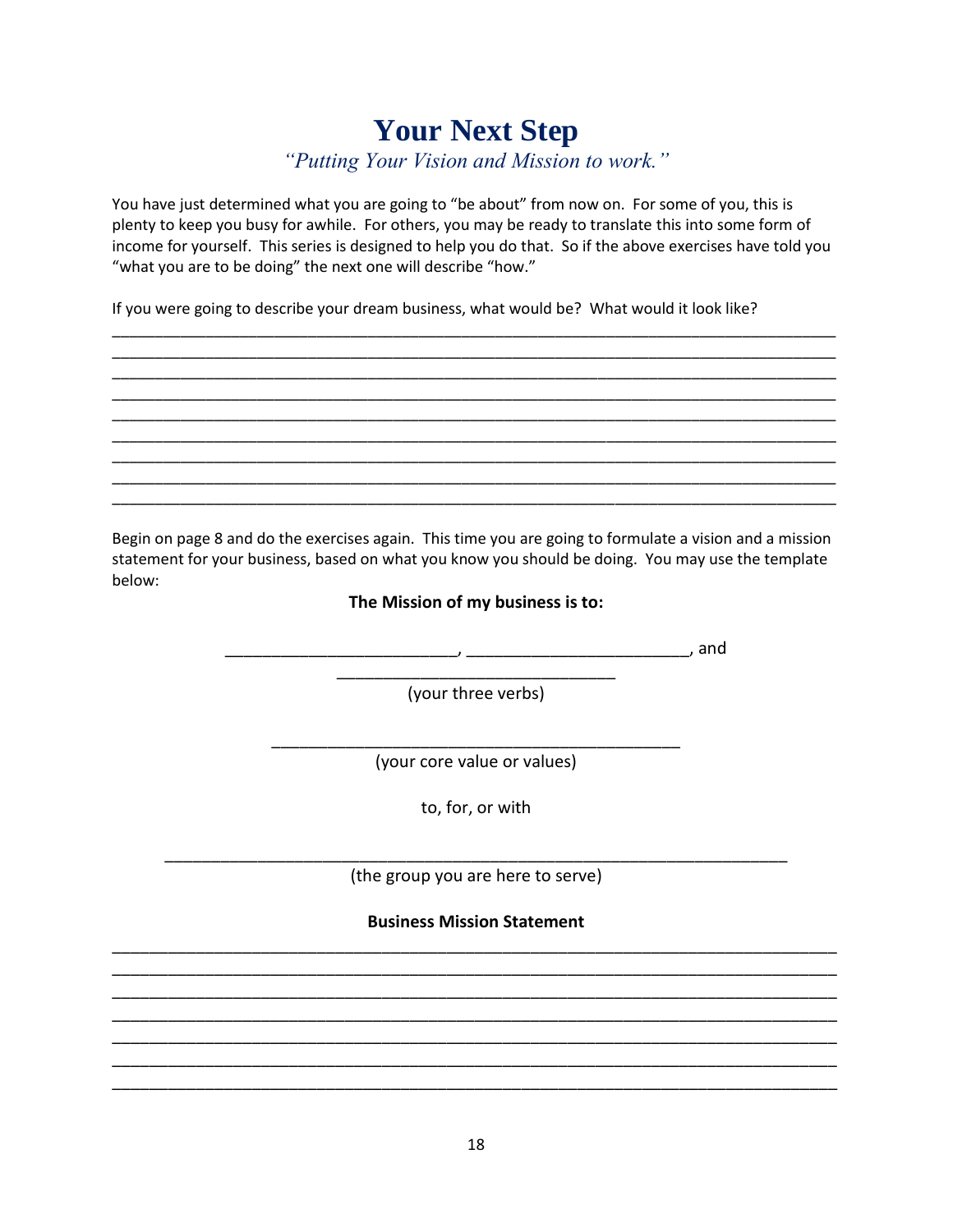# Your Next Step

*"Putting Your Vision and Mission to work."*

You have just determined what you are going to "be about" from now on. For some of you, this is plenty to keep you busy for awhile. For others, you may be ready to translate this into some form of income for yourself. This series is designed to help you do that. So if the above exercises have told you "what you are to be doing" the next one will describe "how."

If you were going to describe your dream business, what would be? What would it look like?

______________________________________________________________________________
______________________________________________________________________________
______________________________________________________________________________
______________________________________________________________________________
______________________________________________________________________________
______________________________________________________________________________
______________________________________________________________________________
______________________________________________________________________________
______________________________________________________________________________

Begin on page 8 and do the exercises again. This time you are going to formulate a vision and a mission statement for your business, based on what you know you should be doing. You may use the template below:

**The Mission of my business is to:**

_________________________, _______________________, and
______________________________
(your three verbs)

____________________________________________
(your core value or values)

to, for, or with

__________________________________________________________________
(the group you are here to serve)

**Business Mission Statement**

______________________________________________________________________________
______________________________________________________________________________
______________________________________________________________________________
______________________________________________________________________________
______________________________________________________________________________
______________________________________________________________________________
______________________________________________________________________________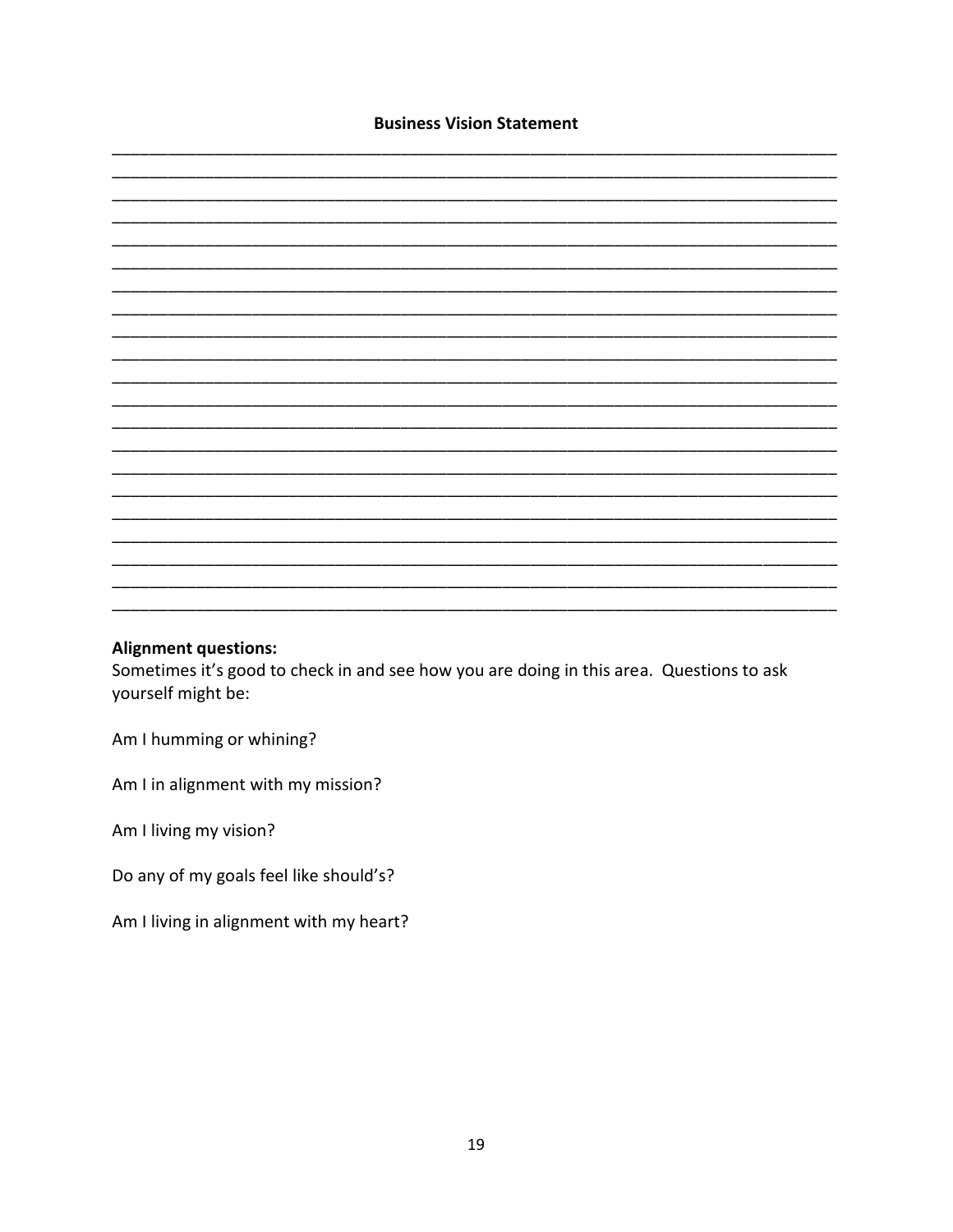**Business Vision Statement**

______________________________________________________________________________
______________________________________________________________________________
______________________________________________________________________________
______________________________________________________________________________
______________________________________________________________________________
______________________________________________________________________________
______________________________________________________________________________
______________________________________________________________________________
______________________________________________________________________________
______________________________________________________________________________
______________________________________________________________________________
______________________________________________________________________________
______________________________________________________________________________
______________________________________________________________________________
______________________________________________________________________________
______________________________________________________________________________
______________________________________________________________________________
______________________________________________________________________________
______________________________________________________________________________
______________________________________________________________________________
______________________________________________________________________________

**Alignment questions:**
Sometimes it's good to check in and see how you are doing in this area. Questions to ask yourself might be:

Am I humming or whining?

Am I in alignment with my mission?

Am I living my vision?

Do any of my goals feel like should's?

Am I living in alignment with my heart?